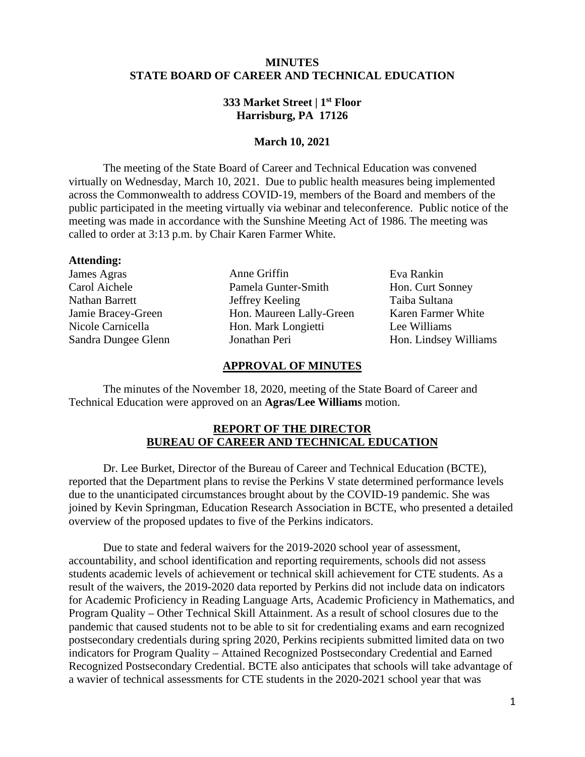**MINUTES**
**STATE BOARD OF CAREER AND TECHNICAL EDUCATION**

**333 Market Street | 1st Floor**
**Harrisburg, PA 17126**

**March 10, 2021**

The meeting of the State Board of Career and Technical Education was convened virtually on Wednesday, March 10, 2021. Due to public health measures being implemented across the Commonwealth to address COVID-19, members of the Board and members of the public participated in the meeting virtually via webinar and teleconference. Public notice of the meeting was made in accordance with the Sunshine Meeting Act of 1986. The meeting was called to order at 3:13 p.m. by Chair Karen Farmer White.

**Attending:**

James Agras
Carol Aichele
Nathan Barrett
Jamie Bracey-Green
Nicole Carnicella
Sandra Dungee Glenn
Anne Griffin
Pamela Gunter-Smith
Jeffrey Keeling
Hon. Maureen Lally-Green
Hon. Mark Longietti
Jonathan Peri
Eva Rankin
Hon. Curt Sonney
Taiba Sultana
Karen Farmer White
Lee Williams
Hon. Lindsey Williams

## APPROVAL OF MINUTES

The minutes of the November 18, 2020, meeting of the State Board of Career and Technical Education were approved on an **Agras/Lee Williams** motion.

## REPORT OF THE DIRECTOR BUREAU OF CAREER AND TECHNICAL EDUCATION

Dr. Lee Burket, Director of the Bureau of Career and Technical Education (BCTE), reported that the Department plans to revise the Perkins V state determined performance levels due to the unanticipated circumstances brought about by the COVID-19 pandemic. She was joined by Kevin Springman, Education Research Association in BCTE, who presented a detailed overview of the proposed updates to five of the Perkins indicators.

Due to state and federal waivers for the 2019-2020 school year of assessment, accountability, and school identification and reporting requirements, schools did not assess students academic levels of achievement or technical skill achievement for CTE students. As a result of the waivers, the 2019-2020 data reported by Perkins did not include data on indicators for Academic Proficiency in Reading Language Arts, Academic Proficiency in Mathematics, and Program Quality – Other Technical Skill Attainment. As a result of school closures due to the pandemic that caused students not to be able to sit for credentialing exams and earn recognized postsecondary credentials during spring 2020, Perkins recipients submitted limited data on two indicators for Program Quality – Attained Recognized Postsecondary Credential and Earned Recognized Postsecondary Credential. BCTE also anticipates that schools will take advantage of a wavier of technical assessments for CTE students in the 2020-2021 school year that was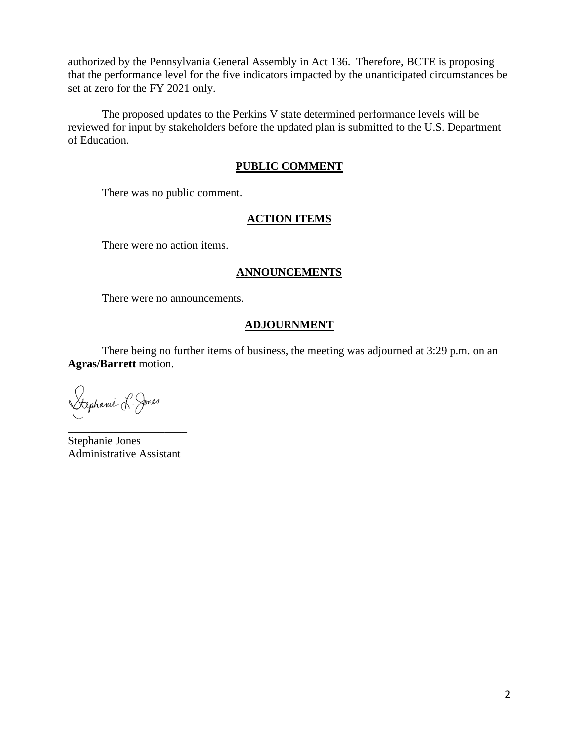authorized by the Pennsylvania General Assembly in Act 136. Therefore, BCTE is proposing that the performance level for the five indicators impacted by the unanticipated circumstances be set at zero for the FY 2021 only.

The proposed updates to the Perkins V state determined performance levels will be reviewed for input by stakeholders before the updated plan is submitted to the U.S. Department of Education.

## PUBLIC COMMENT

There was no public comment.

## ACTION ITEMS

There were no action items.

## ANNOUNCEMENTS

There were no announcements.

## ADJOURNMENT

There being no further items of business, the meeting was adjourned at 3:29 p.m. on an **Agras/Barrett** motion.

Stephanie L. Jones

______________________

Stephanie Jones
Administrative Assistant